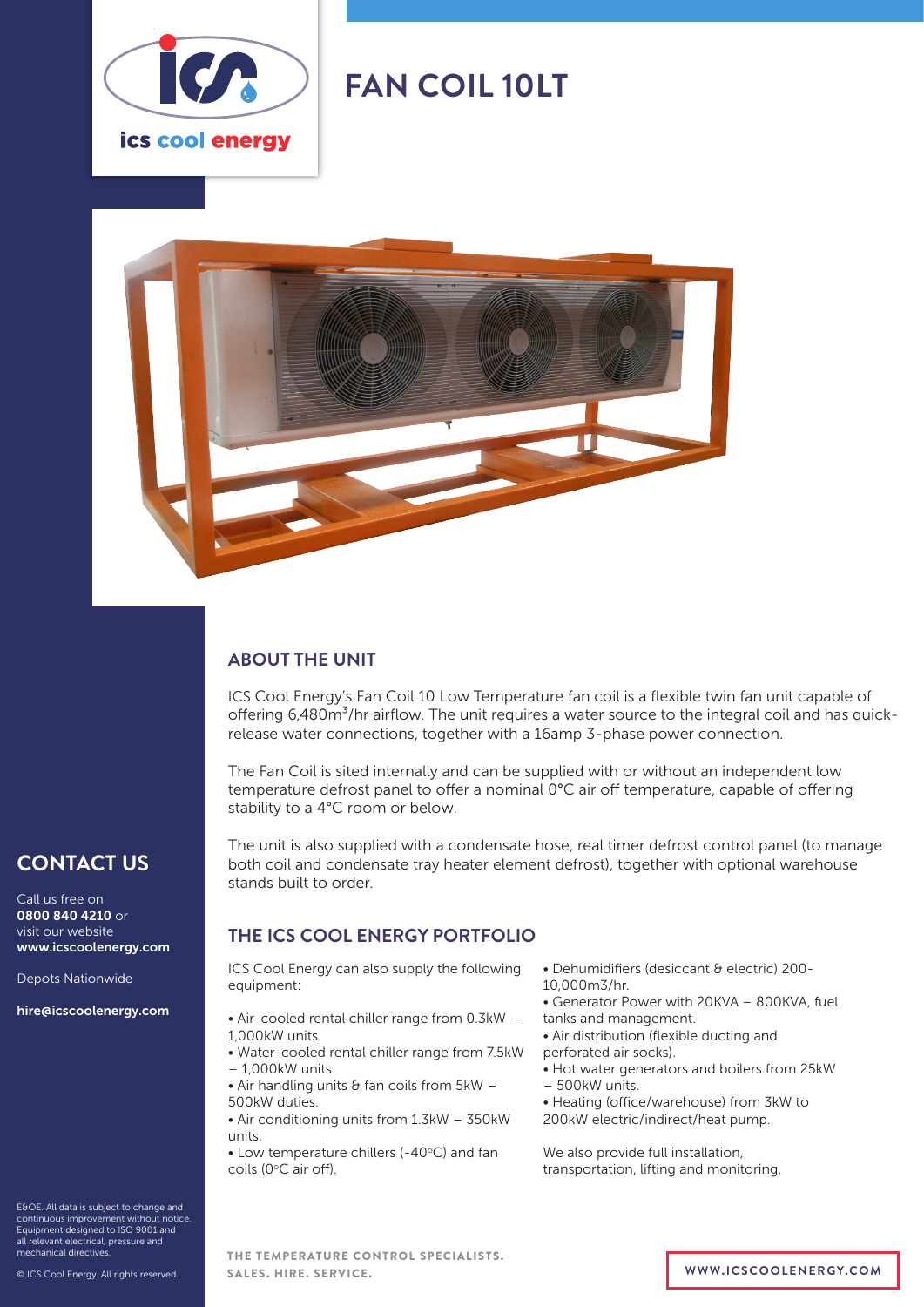# FAN COIL 10LT

## ABOUT THE UNIT

ICS Cool Energy's Fan Coil 10 Low Temperature fan coil is a flexible twin fan unit capable of offering 6,480m$^3$/hr airflow. The unit requires a water source to the integral coil and has quick-release water connections, together with a 16amp 3-phase power connection.

The Fan Coil is sited internally and can be supplied with or without an independent low temperature defrost panel to offer a nominal 0°C air off temperature, capable of offering stability to a 4°C room or below.

The unit is also supplied with a condensate hose, real timer defrost control panel (to manage both coil and condensate tray heater element defrost), together with optional warehouse stands built to order.

## THE ICS COOL ENERGY PORTFOLIO

ICS Cool Energy can also supply the following equipment:

- Air-cooled rental chiller range from 0.3kW – 1,000kW units.
- Water-cooled rental chiller range from 7.5kW – 1,000kW units.
- Air handling units & fan coils from 5kW – 500kW duties.
- Air conditioning units from 1.3kW – 350kW units.
- Low temperature chillers (-40°C) and fan coils (0°C air off).
- Dehumidifiers (desiccant & electric) 200-10,000m3/hr.
- Generator Power with 20KVA – 800KVA, fuel tanks and management.
- Air distribution (flexible ducting and perforated air socks).
- Hot water generators and boilers from 25kW – 500kW units.
- Heating (office/warehouse) from 3kW to 200kW electric/indirect/heat pump.

We also provide full installation, transportation, lifting and monitoring.

## CONTACT US

Call us free on **0800 840 4210** or visit our website **www.icscoolenergy.com**

Depots Nationwide

**hire@icscoolenergy.com**

E&OE. All data is subject to change and continuous improvement without notice. Equipment designed to ISO 9001 and all relevant electrical, pressure and mechanical directives.

© ICS Cool Energy. All rights reserved.

THE TEMPERATURE CONTROL SPECIALISTS.
SALES. HIRE. SERVICE.

WWW.ICSCOOLENERGY.COM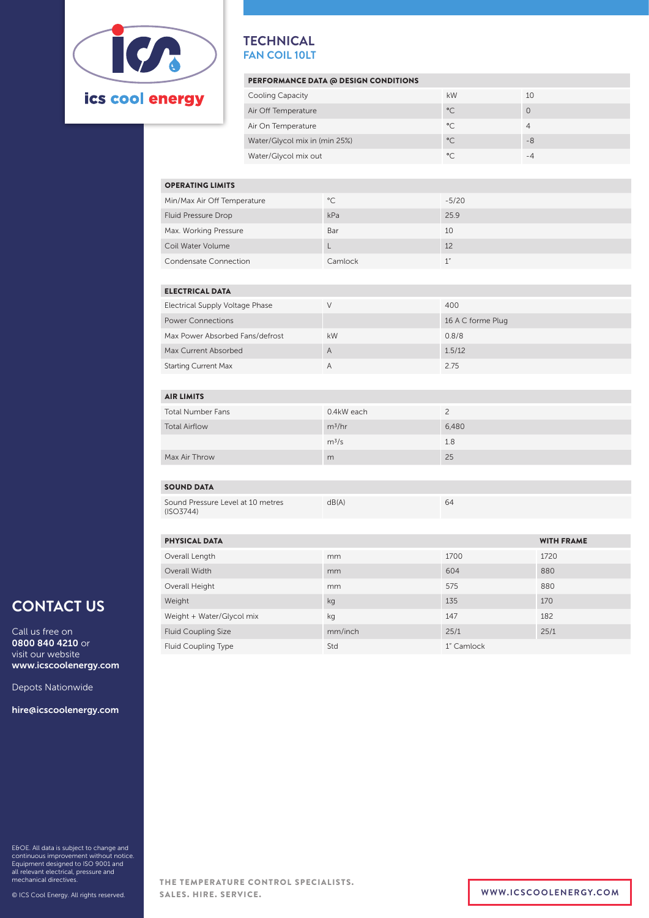ics cool energy

# TECHNICAL
## FAN COIL 10LT

| PERFORMANCE DATA @ DESIGN CONDITIONS | | |
|---|---|---|
| Cooling Capacity | kW | 10 |
| Air Off Temperature | °C | 0 |
| Air On Temperature | °C | 4 |
| Water/Glycol mix in (min 25%) | °C | -8 |
| Water/Glycol mix out | °C | -4 |

| OPERATING LIMITS | | |
|---|---|---|
| Min/Max Air Off Temperature | °C | -5/20 |
| Fluid Pressure Drop | kPa | 25.9 |
| Max. Working Pressure | Bar | 10 |
| Coil Water Volume | L | 12 |
| Condensate Connection | Camlock | 1" |

| ELECTRICAL DATA | | |
|---|---|---|
| Electrical Supply Voltage Phase | V | 400 |
| Power Connections | | 16 A C forme Plug |
| Max Power Absorbed Fans/defrost | kW | 0.8/8 |
| Max Current Absorbed | A | 1.5/12 |
| Starting Current Max | A | 2.75 |

| AIR LIMITS | | |
|---|---|---|
| Total Number Fans | 0.4kW each | 2 |
| Total Airflow | m³/hr | 6,480 |
| | m³/s | 1.8 |
| Max Air Throw | m | 25 |

| SOUND DATA | | |
|---|---|---|
| Sound Pressure Level at 10 metres (ISO3744) | dB(A) | 64 |

| PHYSICAL DATA | | | WITH FRAME |
|---|---|---|---|
| Overall Length | mm | 1700 | 1720 |
| Overall Width | mm | 604 | 880 |
| Overall Height | mm | 575 | 880 |
| Weight | kg | 135 | 170 |
| Weight + Water/Glycol mix | kg | 147 | 182 |
| Fluid Coupling Size | mm/inch | 25/1 | 25/1 |
| Fluid Coupling Type | Std | 1" Camlock | |

## CONTACT US

Call us free on **0800 840 4210** or visit our website **www.icscoolenergy.com**

Depots Nationwide

**hire@icscoolenergy.com**

E&OE. All data is subject to change and continuous improvement without notice. Equipment designed to ISO 9001 and all relevant electrical, pressure and mechanical directives.

© ICS Cool Energy. All rights reserved.

THE TEMPERATURE CONTROL SPECIALISTS.
SALES. HIRE. SERVICE.

WWW.ICSCOOLENERGY.COM